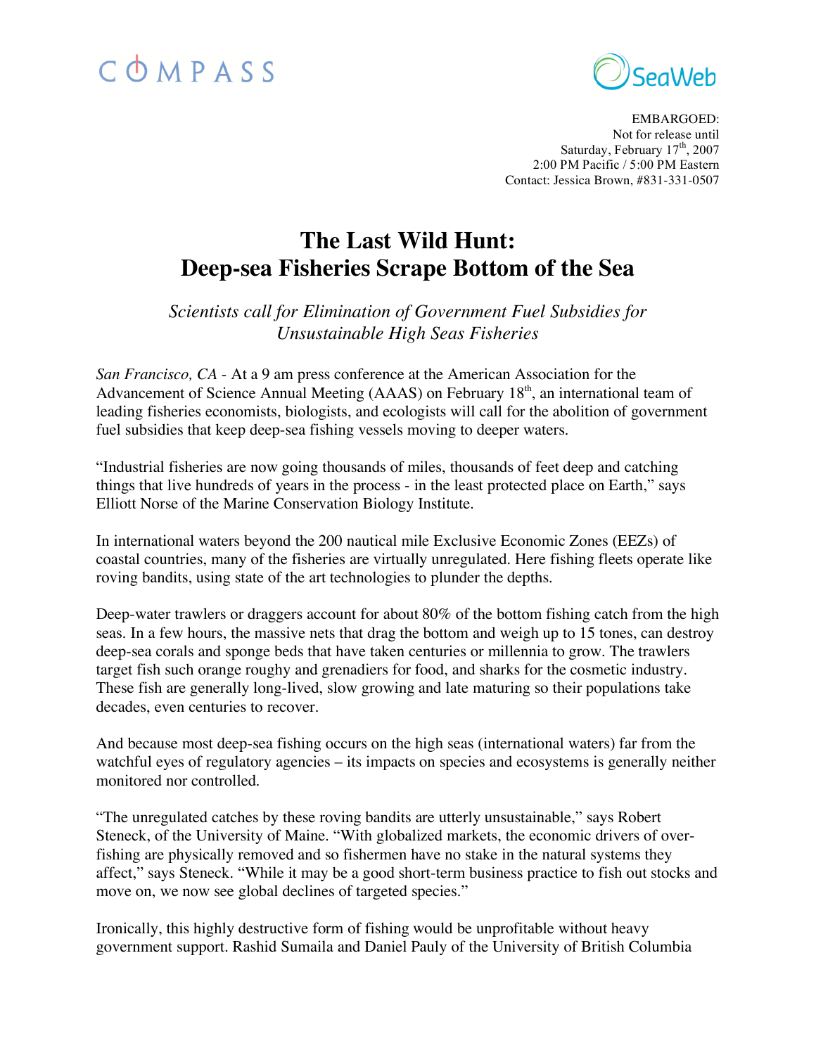COMPASS SeaWeb

EMBARGOED:
Not for release until
Saturday, February 17th, 2007
2:00 PM Pacific / 5:00 PM Eastern
Contact: Jessica Brown, #831-331-0507

# The Last Wild Hunt: Deep-sea Fisheries Scrape Bottom of the Sea

*Scientists call for Elimination of Government Fuel Subsidies for Unsustainable High Seas Fisheries*

*San Francisco, CA* - At a 9 am press conference at the American Association for the Advancement of Science Annual Meeting (AAAS) on February 18th, an international team of leading fisheries economists, biologists, and ecologists will call for the abolition of government fuel subsidies that keep deep-sea fishing vessels moving to deeper waters.

"Industrial fisheries are now going thousands of miles, thousands of feet deep and catching things that live hundreds of years in the process - in the least protected place on Earth," says Elliott Norse of the Marine Conservation Biology Institute.

In international waters beyond the 200 nautical mile Exclusive Economic Zones (EEZs) of coastal countries, many of the fisheries are virtually unregulated. Here fishing fleets operate like roving bandits, using state of the art technologies to plunder the depths.

Deep-water trawlers or draggers account for about 80% of the bottom fishing catch from the high seas. In a few hours, the massive nets that drag the bottom and weigh up to 15 tones, can destroy deep-sea corals and sponge beds that have taken centuries or millennia to grow. The trawlers target fish such orange roughy and grenadiers for food, and sharks for the cosmetic industry. These fish are generally long-lived, slow growing and late maturing so their populations take decades, even centuries to recover.

And because most deep-sea fishing occurs on the high seas (international waters) far from the watchful eyes of regulatory agencies – its impacts on species and ecosystems is generally neither monitored nor controlled.

"The unregulated catches by these roving bandits are utterly unsustainable," says Robert Steneck, of the University of Maine. "With globalized markets, the economic drivers of over-fishing are physically removed and so fishermen have no stake in the natural systems they affect," says Steneck. "While it may be a good short-term business practice to fish out stocks and move on, we now see global declines of targeted species."

Ironically, this highly destructive form of fishing would be unprofitable without heavy government support. Rashid Sumaila and Daniel Pauly of the University of British Columbia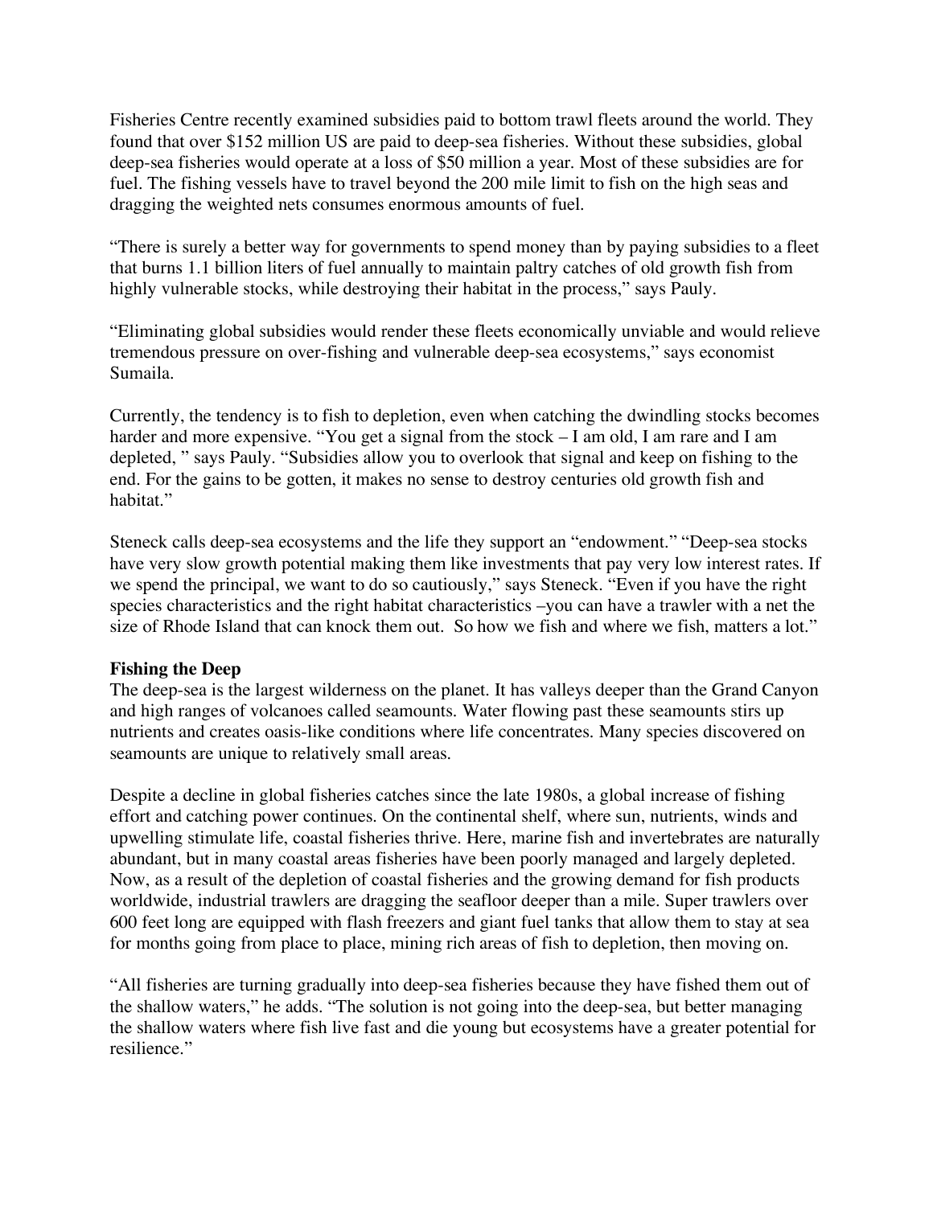Fisheries Centre recently examined subsidies paid to bottom trawl fleets around the world. They found that over $152 million US are paid to deep-sea fisheries. Without these subsidies, global deep-sea fisheries would operate at a loss of $50 million a year. Most of these subsidies are for fuel. The fishing vessels have to travel beyond the 200 mile limit to fish on the high seas and dragging the weighted nets consumes enormous amounts of fuel.

"There is surely a better way for governments to spend money than by paying subsidies to a fleet that burns 1.1 billion liters of fuel annually to maintain paltry catches of old growth fish from highly vulnerable stocks, while destroying their habitat in the process," says Pauly.

"Eliminating global subsidies would render these fleets economically unviable and would relieve tremendous pressure on over-fishing and vulnerable deep-sea ecosystems," says economist Sumaila.

Currently, the tendency is to fish to depletion, even when catching the dwindling stocks becomes harder and more expensive. "You get a signal from the stock – I am old, I am rare and I am depleted, " says Pauly. "Subsidies allow you to overlook that signal and keep on fishing to the end. For the gains to be gotten, it makes no sense to destroy centuries old growth fish and habitat."

Steneck calls deep-sea ecosystems and the life they support an "endowment." "Deep-sea stocks have very slow growth potential making them like investments that pay very low interest rates. If we spend the principal, we want to do so cautiously," says Steneck. "Even if you have the right species characteristics and the right habitat characteristics –you can have a trawler with a net the size of Rhode Island that can knock them out. So how we fish and where we fish, matters a lot."

**Fishing the Deep**

The deep-sea is the largest wilderness on the planet. It has valleys deeper than the Grand Canyon and high ranges of volcanoes called seamounts. Water flowing past these seamounts stirs up nutrients and creates oasis-like conditions where life concentrates. Many species discovered on seamounts are unique to relatively small areas.

Despite a decline in global fisheries catches since the late 1980s, a global increase of fishing effort and catching power continues. On the continental shelf, where sun, nutrients, winds and upwelling stimulate life, coastal fisheries thrive. Here, marine fish and invertebrates are naturally abundant, but in many coastal areas fisheries have been poorly managed and largely depleted. Now, as a result of the depletion of coastal fisheries and the growing demand for fish products worldwide, industrial trawlers are dragging the seafloor deeper than a mile. Super trawlers over 600 feet long are equipped with flash freezers and giant fuel tanks that allow them to stay at sea for months going from place to place, mining rich areas of fish to depletion, then moving on.

"All fisheries are turning gradually into deep-sea fisheries because they have fished them out of the shallow waters," he adds. "The solution is not going into the deep-sea, but better managing the shallow waters where fish live fast and die young but ecosystems have a greater potential for resilience."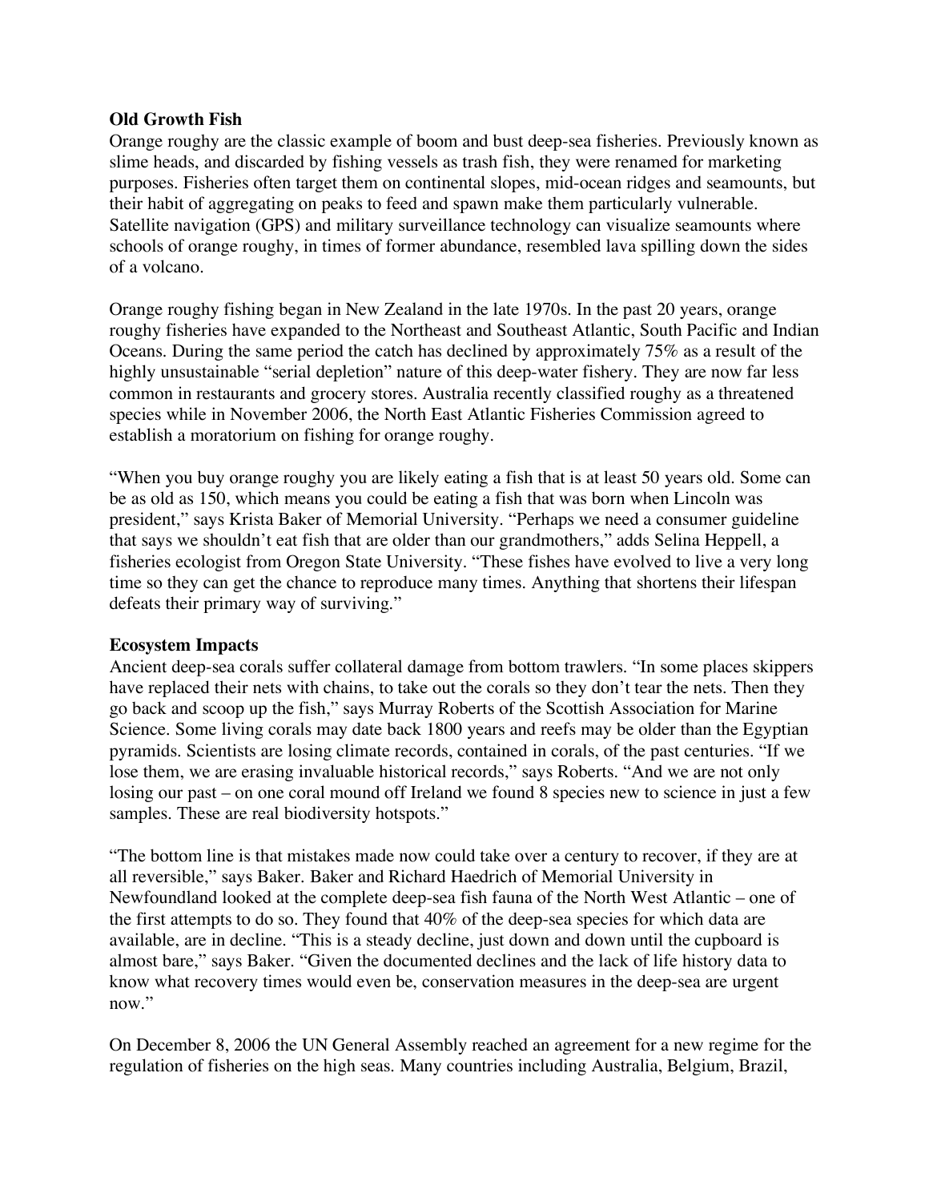**Old Growth Fish**

Orange roughy are the classic example of boom and bust deep-sea fisheries. Previously known as slime heads, and discarded by fishing vessels as trash fish, they were renamed for marketing purposes. Fisheries often target them on continental slopes, mid-ocean ridges and seamounts, but their habit of aggregating on peaks to feed and spawn make them particularly vulnerable. Satellite navigation (GPS) and military surveillance technology can visualize seamounts where schools of orange roughy, in times of former abundance, resembled lava spilling down the sides of a volcano.

Orange roughy fishing began in New Zealand in the late 1970s. In the past 20 years, orange roughy fisheries have expanded to the Northeast and Southeast Atlantic, South Pacific and Indian Oceans. During the same period the catch has declined by approximately 75% as a result of the highly unsustainable "serial depletion" nature of this deep-water fishery. They are now far less common in restaurants and grocery stores. Australia recently classified roughy as a threatened species while in November 2006, the North East Atlantic Fisheries Commission agreed to establish a moratorium on fishing for orange roughy.

"When you buy orange roughy you are likely eating a fish that is at least 50 years old. Some can be as old as 150, which means you could be eating a fish that was born when Lincoln was president," says Krista Baker of Memorial University. "Perhaps we need a consumer guideline that says we shouldn't eat fish that are older than our grandmothers," adds Selina Heppell, a fisheries ecologist from Oregon State University. "These fishes have evolved to live a very long time so they can get the chance to reproduce many times. Anything that shortens their lifespan defeats their primary way of surviving."

**Ecosystem Impacts**

Ancient deep-sea corals suffer collateral damage from bottom trawlers. "In some places skippers have replaced their nets with chains, to take out the corals so they don't tear the nets. Then they go back and scoop up the fish," says Murray Roberts of the Scottish Association for Marine Science. Some living corals may date back 1800 years and reefs may be older than the Egyptian pyramids. Scientists are losing climate records, contained in corals, of the past centuries. "If we lose them, we are erasing invaluable historical records," says Roberts. "And we are not only losing our past – on one coral mound off Ireland we found 8 species new to science in just a few samples. These are real biodiversity hotspots."

"The bottom line is that mistakes made now could take over a century to recover, if they are at all reversible," says Baker. Baker and Richard Haedrich of Memorial University in Newfoundland looked at the complete deep-sea fish fauna of the North West Atlantic – one of the first attempts to do so. They found that 40% of the deep-sea species for which data are available, are in decline. "This is a steady decline, just down and down until the cupboard is almost bare," says Baker. "Given the documented declines and the lack of life history data to know what recovery times would even be, conservation measures in the deep-sea are urgent now."

On December 8, 2006 the UN General Assembly reached an agreement for a new regime for the regulation of fisheries on the high seas. Many countries including Australia, Belgium, Brazil,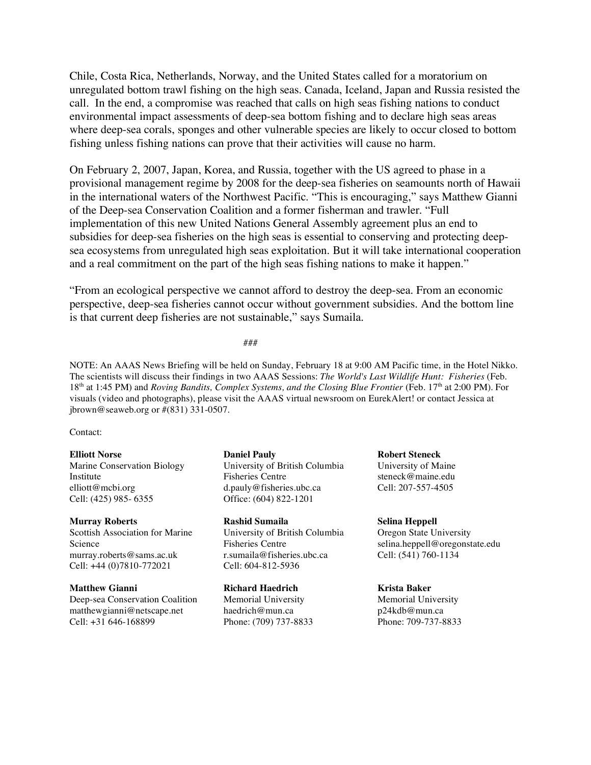Chile, Costa Rica, Netherlands, Norway, and the United States called for a moratorium on unregulated bottom trawl fishing on the high seas. Canada, Iceland, Japan and Russia resisted the call. In the end, a compromise was reached that calls on high seas fishing nations to conduct environmental impact assessments of deep-sea bottom fishing and to declare high seas areas where deep-sea corals, sponges and other vulnerable species are likely to occur closed to bottom fishing unless fishing nations can prove that their activities will cause no harm.

On February 2, 2007, Japan, Korea, and Russia, together with the US agreed to phase in a provisional management regime by 2008 for the deep-sea fisheries on seamounts north of Hawaii in the international waters of the Northwest Pacific. "This is encouraging," says Matthew Gianni of the Deep-sea Conservation Coalition and a former fisherman and trawler. "Full implementation of this new United Nations General Assembly agreement plus an end to subsidies for deep-sea fisheries on the high seas is essential to conserving and protecting deep-sea ecosystems from unregulated high seas exploitation. But it will take international cooperation and a real commitment on the part of the high seas fishing nations to make it happen."

"From an ecological perspective we cannot afford to destroy the deep-sea. From an economic perspective, deep-sea fisheries cannot occur without government subsidies. And the bottom line is that current deep fisheries are not sustainable," says Sumaila.

###

NOTE: An AAAS News Briefing will be held on Sunday, February 18 at 9:00 AM Pacific time, in the Hotel Nikko. The scientists will discuss their findings in two AAAS Sessions: *The World's Last Wildlife Hunt: Fisheries* (Feb. 18th at 1:45 PM) and *Roving Bandits, Complex Systems, and the Closing Blue Frontier* (Feb. 17th at 2:00 PM). For visuals (video and photographs), please visit the AAAS virtual newsroom on EurekAlert! or contact Jessica at jbrown@seaweb.org or #(831) 331-0507.

Contact:

**Elliott Norse**
Marine Conservation Biology Institute
elliott@mcbi.org
Cell: (425) 985- 6355

**Daniel Pauly**
University of British Columbia Fisheries Centre
d.pauly@fisheries.ubc.ca
Office: (604) 822-1201

**Robert Steneck**
University of Maine
steneck@maine.edu
Cell: 207-557-4505

**Murray Roberts**
Scottish Association for Marine Science
murray.roberts@sams.ac.uk
Cell: +44 (0)7810-772021

**Rashid Sumaila**
University of British Columbia Fisheries Centre
r.sumaila@fisheries.ubc.ca
Cell: 604-812-5936

**Selina Heppell**
Oregon State University
selina.heppell@oregonstate.edu
Cell: (541) 760-1134

**Matthew Gianni**
Deep-sea Conservation Coalition
matthewgianni@netscape.net
Cell: +31 646-168899

**Richard Haedrich**
Memorial University
haedrich@mun.ca
Phone: (709) 737-8833

**Krista Baker**
Memorial University
p24kdb@mun.ca
Phone: 709-737-8833